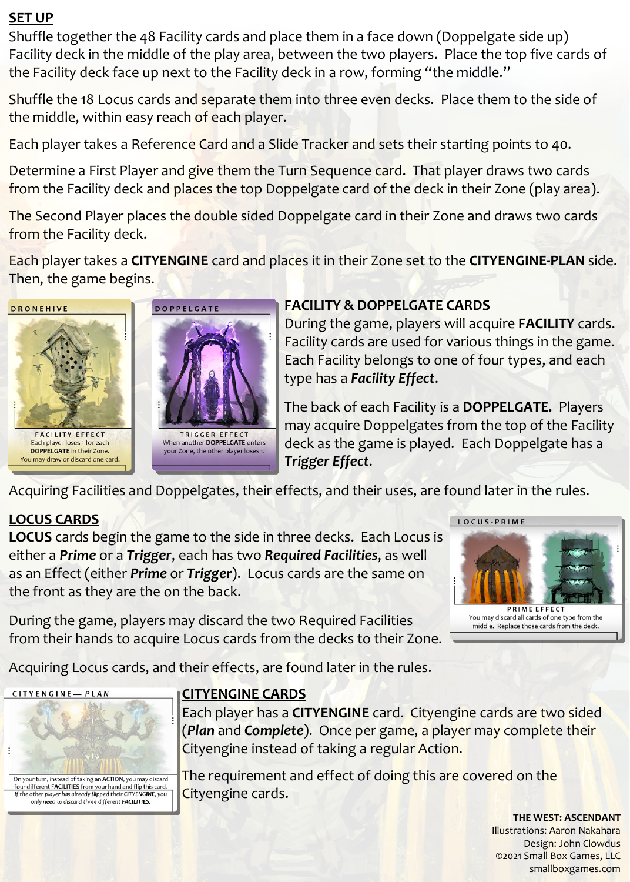## SET UP

Shuffle together the 48 Facility cards and place them in a face down (Doppelgate side up) Facility deck in the middle of the play area, between the two players. Place the top five cards of the Facility deck face up next to the Facility deck in a row, forming "the middle."

Shuffle the 18 Locus cards and separate them into three even decks. Place them to the side of the middle, within easy reach of each player.

Each player takes a Reference Card and a Slide Tracker and sets their starting points to 40.

Determine a First Player and give them the Turn Sequence card. That player draws two cards from the Facility deck and places the top Doppelgate card of the deck in their Zone (play area).

The Second Player places the double sided Doppelgate card in their Zone and draws two cards from the Facility deck.

Each player takes a **CITYENGINE** card and places it in their Zone set to the **CITYENGINE-PLAN** side. Then, the game begins.

DRONEHIVE

FACILITY EFFECT
Each player loses 1 for each DOPPELGATE in their Zone. You may draw or discard one card.

DOPPELGATE

TRIGGER EFFECT
When another DOPPELGATE enters your Zone, the other player loses 1.

## FACILITY & DOPPELGATE CARDS

During the game, players will acquire **FACILITY** cards. Facility cards are used for various things in the game. Each Facility belongs to one of four types, and each type has a ***Facility Effect***.

The back of each Facility is a **DOPPELGATE.** Players may acquire Doppelgates from the top of the Facility deck as the game is played. Each Doppelgate has a ***Trigger Effect***.

Acquiring Facilities and Doppelgates, their effects, and their uses, are found later in the rules.

## LOCUS CARDS

**LOCUS** cards begin the game to the side in three decks. Each Locus is either a ***Prime*** or a ***Trigger***, each has two ***Required Facilities***, as well as an Effect (either ***Prime*** or ***Trigger***). Locus cards are the same on the front as they are the on the back.

During the game, players may discard the two Required Facilities from their hands to acquire Locus cards from the decks to their Zone.

LOCUS-PRIME

PRIME EFFECT
You may discard all cards of one type from the middle. Replace those cards from the deck.

Acquiring Locus cards, and their effects, are found later in the rules.

CITYENGINE— PLAN

On your turn, instead of taking an ACTION, you may discard four different FACILITIES from your hand and flip this card. *If the other player has already flipped their CITYENGINE, you only need to discard three different FACILITIES.*

## CITYENGINE CARDS

Each player has a **CITYENGINE** card. Cityengine cards are two sided (***Plan*** and ***Complete***). Once per game, a player may complete their Cityengine instead of taking a regular Action.

The requirement and effect of doing this are covered on the Cityengine cards.

**THE WEST: ASCENDANT**
Illustrations: Aaron Nakahara
Design: John Clowdus
©2021 Small Box Games, LLC
smallboxgames.com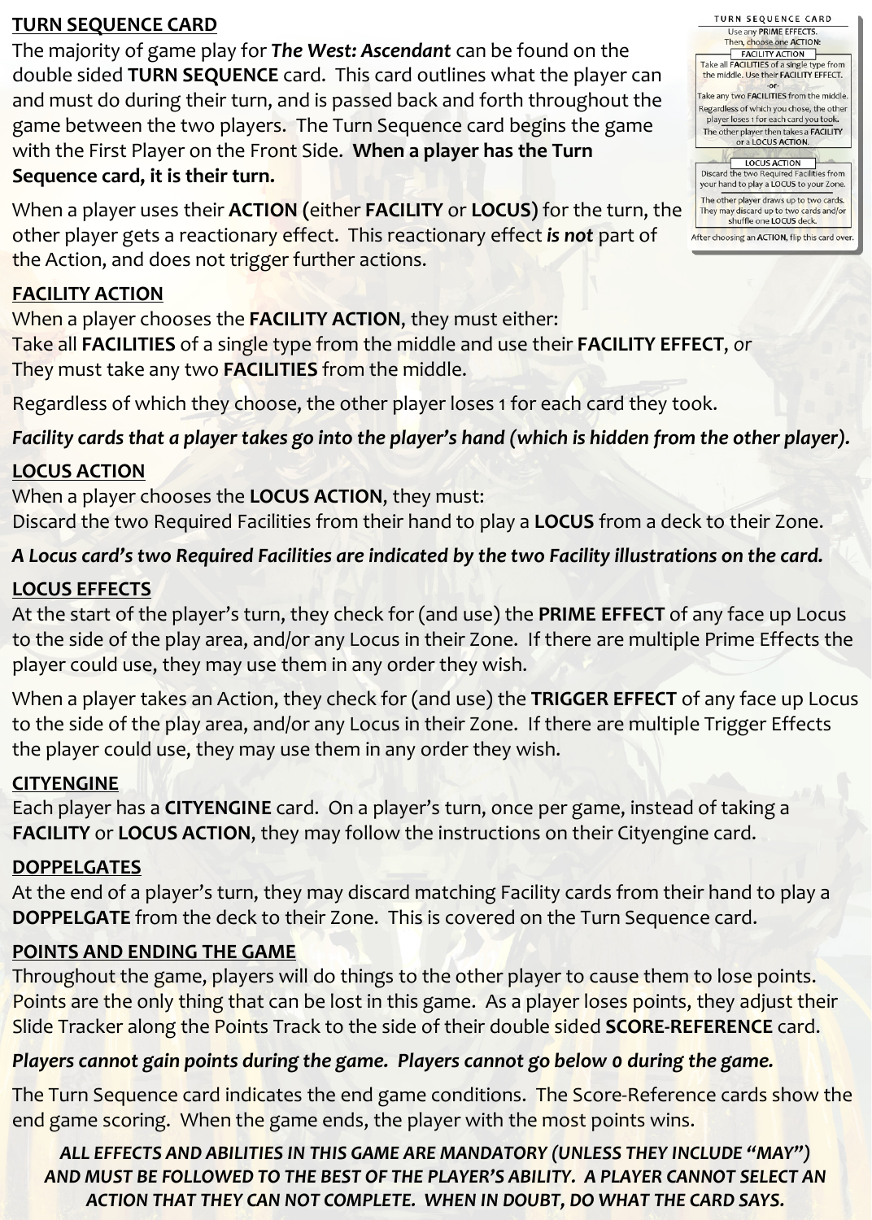## TURN SEQUENCE CARD

The majority of game play for ***The West: Ascendant*** can be found on the double sided **TURN SEQUENCE** card. This card outlines what the player can and must do during their turn, and is passed back and forth throughout the game between the two players. The Turn Sequence card begins the game with the First Player on the Front Side. **When a player has the Turn Sequence card, it is their turn.**

TURN SEQUENCE CARD
Use any PRIME EFFECTS. Then, choose one ACTION:

FACILITY ACTION
Take all FACILITIES of a single type from the middle. Use their FACILITY EFFECT.
-or-
Take any two FACILITIES from the middle.
Regardless of which you chose, the other player loses 1 for each card you took.
The other player then takes a FACILITY or a LOCUS ACTION.

LOCUS ACTION
Discard the two Required Facilities from your hand to play a LOCUS to your Zone.
The other player draws up to two cards. They may discard up to two cards and/or shuffle one LOCUS deck.

After choosing an ACTION, flip this card over.

When a player uses their **ACTION** (either **FACILITY** or **LOCUS**) for the turn, the other player gets a reactionary effect. This reactionary effect ***is not*** part of the Action, and does not trigger further actions.

## FACILITY ACTION

When a player chooses the **FACILITY ACTION**, they must either:
Take all **FACILITIES** of a single type from the middle and use their **FACILITY EFFECT**, or
They must take any two **FACILITIES** from the middle.

Regardless of which they choose, the other player loses 1 for each card they took.

***Facility cards that a player takes go into the player's hand (which is hidden from the other player).***

## LOCUS ACTION

When a player chooses the **LOCUS ACTION**, they must:
Discard the two Required Facilities from their hand to play a **LOCUS** from a deck to their Zone.

***A Locus card's two Required Facilities are indicated by the two Facility illustrations on the card.***

## LOCUS EFFECTS

At the start of the player's turn, they check for (and use) the **PRIME EFFECT** of any face up Locus to the side of the play area, and/or any Locus in their Zone. If there are multiple Prime Effects the player could use, they may use them in any order they wish.

When a player takes an Action, they check for (and use) the **TRIGGER EFFECT** of any face up Locus to the side of the play area, and/or any Locus in their Zone. If there are multiple Trigger Effects the player could use, they may use them in any order they wish.

## CITYENGINE

Each player has a **CITYENGINE** card. On a player's turn, once per game, instead of taking a **FACILITY** or **LOCUS ACTION**, they may follow the instructions on their Cityengine card.

## DOPPELGATES

At the end of a player's turn, they may discard matching Facility cards from their hand to play a **DOPPELGATE** from the deck to their Zone. This is covered on the Turn Sequence card.

## POINTS AND ENDING THE GAME

Throughout the game, players will do things to the other player to cause them to lose points. Points are the only thing that can be lost in this game. As a player loses points, they adjust their Slide Tracker along the Points Track to the side of their double sided **SCORE-REFERENCE** card.

***Players cannot gain points during the game. Players cannot go below 0 during the game.***

The Turn Sequence card indicates the end game conditions. The Score-Reference cards show the end game scoring. When the game ends, the player with the most points wins.

***ALL EFFECTS AND ABILITIES IN THIS GAME ARE MANDATORY (UNLESS THEY INCLUDE "MAY") AND MUST BE FOLLOWED TO THE BEST OF THE PLAYER'S ABILITY. A PLAYER CANNOT SELECT AN ACTION THAT THEY CAN NOT COMPLETE. WHEN IN DOUBT, DO WHAT THE CARD SAYS.***